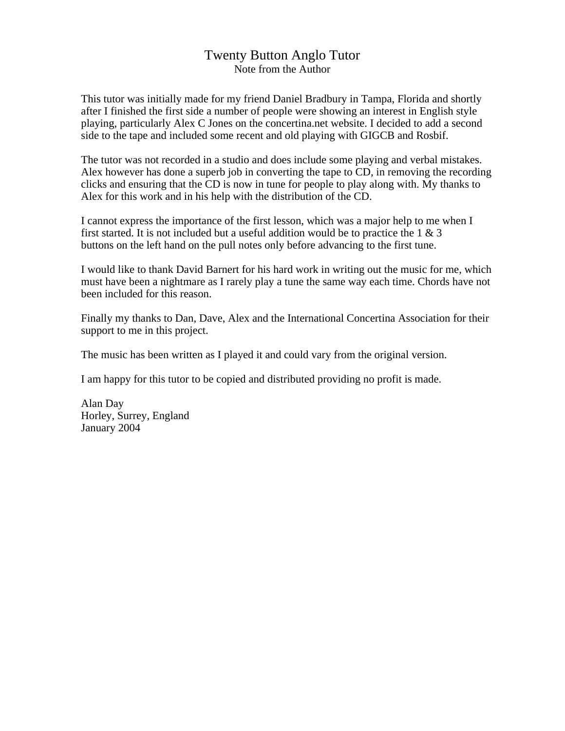# Twenty Button Anglo Tutor

Note from the Author

This tutor was initially made for my friend Daniel Bradbury in Tampa, Florida and shortly after I finished the first side a number of people were showing an interest in English style playing, particularly Alex C Jones on the concertina.net website. I decided to add a second side to the tape and included some recent and old playing with GIGCB and Rosbif.

The tutor was not recorded in a studio and does include some playing and verbal mistakes. Alex however has done a superb job in converting the tape to CD, in removing the recording clicks and ensuring that the CD is now in tune for people to play along with. My thanks to Alex for this work and in his help with the distribution of the CD.

I cannot express the importance of the first lesson, which was a major help to me when I first started. It is not included but a useful addition would be to practice the 1 & 3 buttons on the left hand on the pull notes only before advancing to the first tune.

I would like to thank David Barnert for his hard work in writing out the music for me, which must have been a nightmare as I rarely play a tune the same way each time. Chords have not been included for this reason.

Finally my thanks to Dan, Dave, Alex and the International Concertina Association for their support to me in this project.

The music has been written as I played it and could vary from the original version.

I am happy for this tutor to be copied and distributed providing no profit is made.

Alan Day
Horley, Surrey, England
January 2004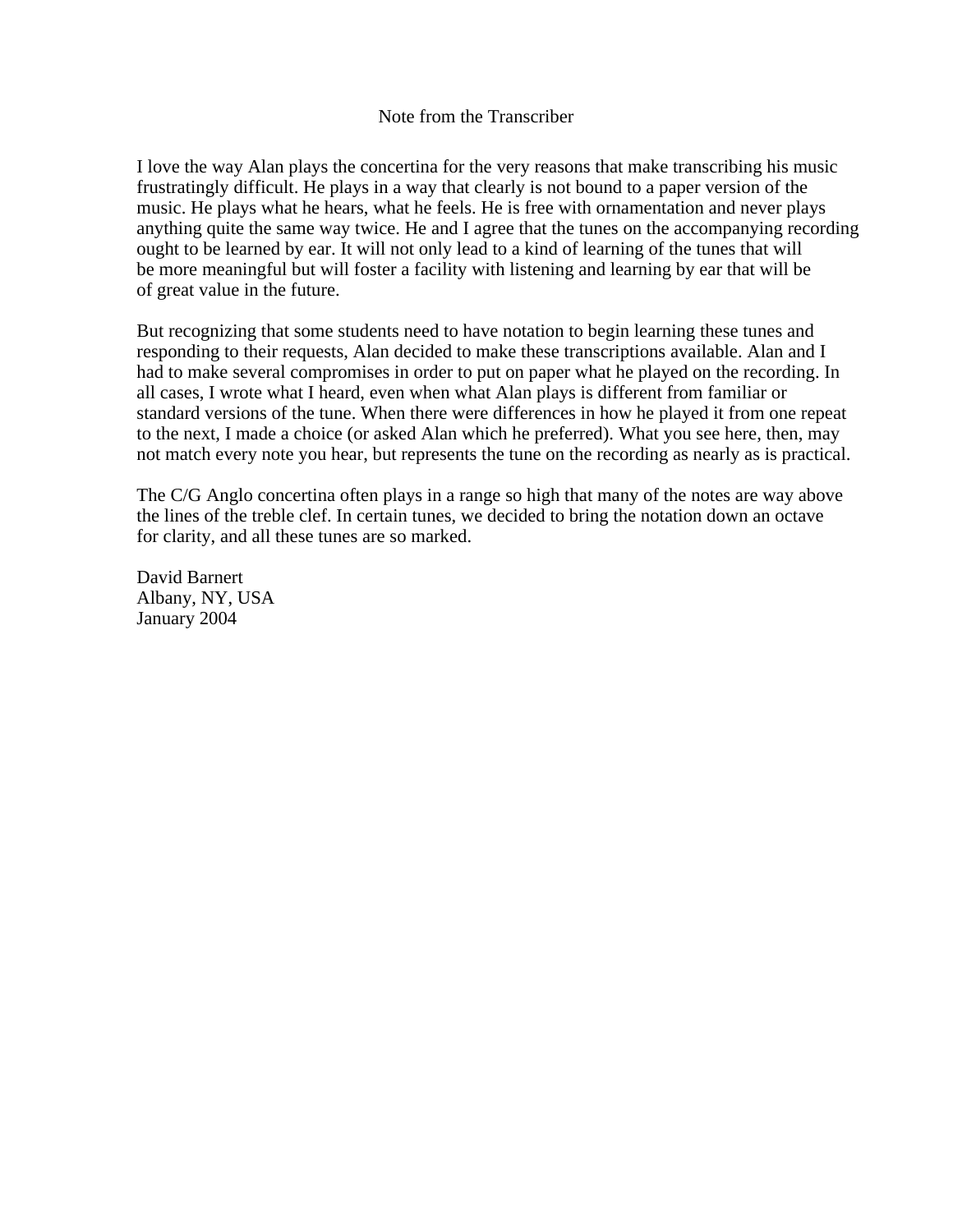# Note from the Transcriber

I love the way Alan plays the concertina for the very reasons that make transcribing his music frustratingly difficult. He plays in a way that clearly is not bound to a paper version of the music. He plays what he hears, what he feels. He is free with ornamentation and never plays anything quite the same way twice. He and I agree that the tunes on the accompanying recording ought to be learned by ear. It will not only lead to a kind of learning of the tunes that will be more meaningful but will foster a facility with listening and learning by ear that will be of great value in the future.

But recognizing that some students need to have notation to begin learning these tunes and responding to their requests, Alan decided to make these transcriptions available. Alan and I had to make several compromises in order to put on paper what he played on the recording. In all cases, I wrote what I heard, even when what Alan plays is different from familiar or standard versions of the tune. When there were differences in how he played it from one repeat to the next, I made a choice (or asked Alan which he preferred). What you see here, then, may not match every note you hear, but represents the tune on the recording as nearly as is practical.

The C/G Anglo concertina often plays in a range so high that many of the notes are way above the lines of the treble clef. In certain tunes, we decided to bring the notation down an octave for clarity, and all these tunes are so marked.

David Barnert  
Albany, NY, USA  
January 2004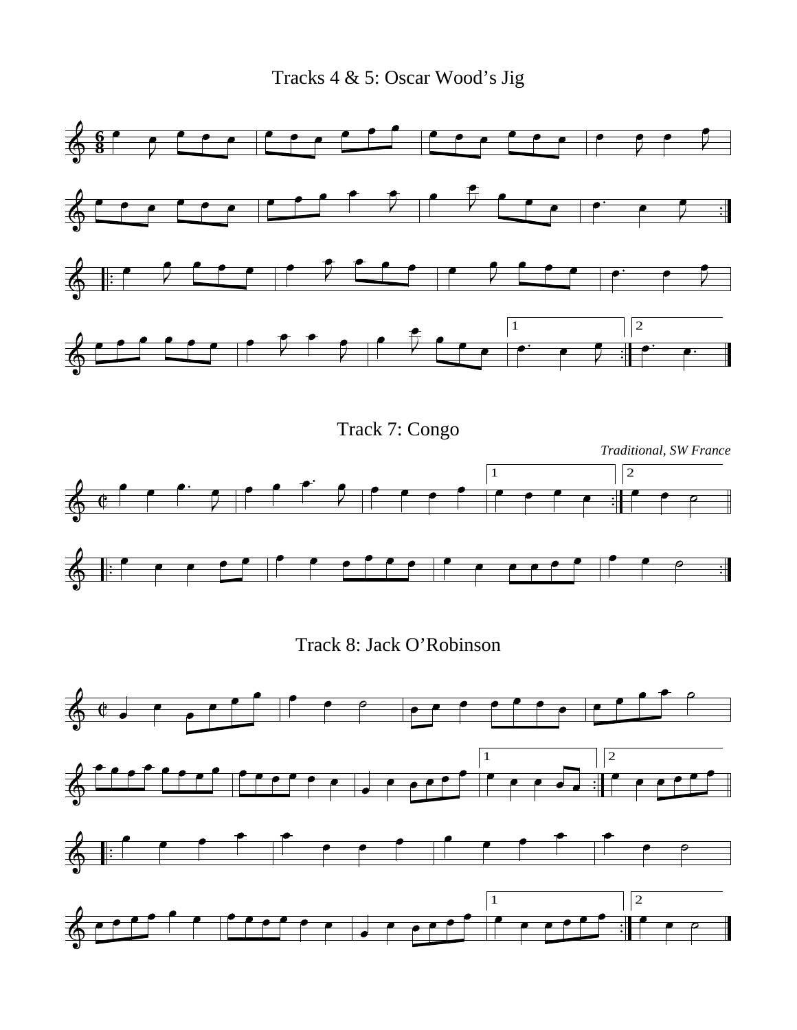## Tracks 4 & 5: Oscar Wood's Jig

## Track 7: Congo

*Traditional, SW France*

## Track 8: Jack O'Robinson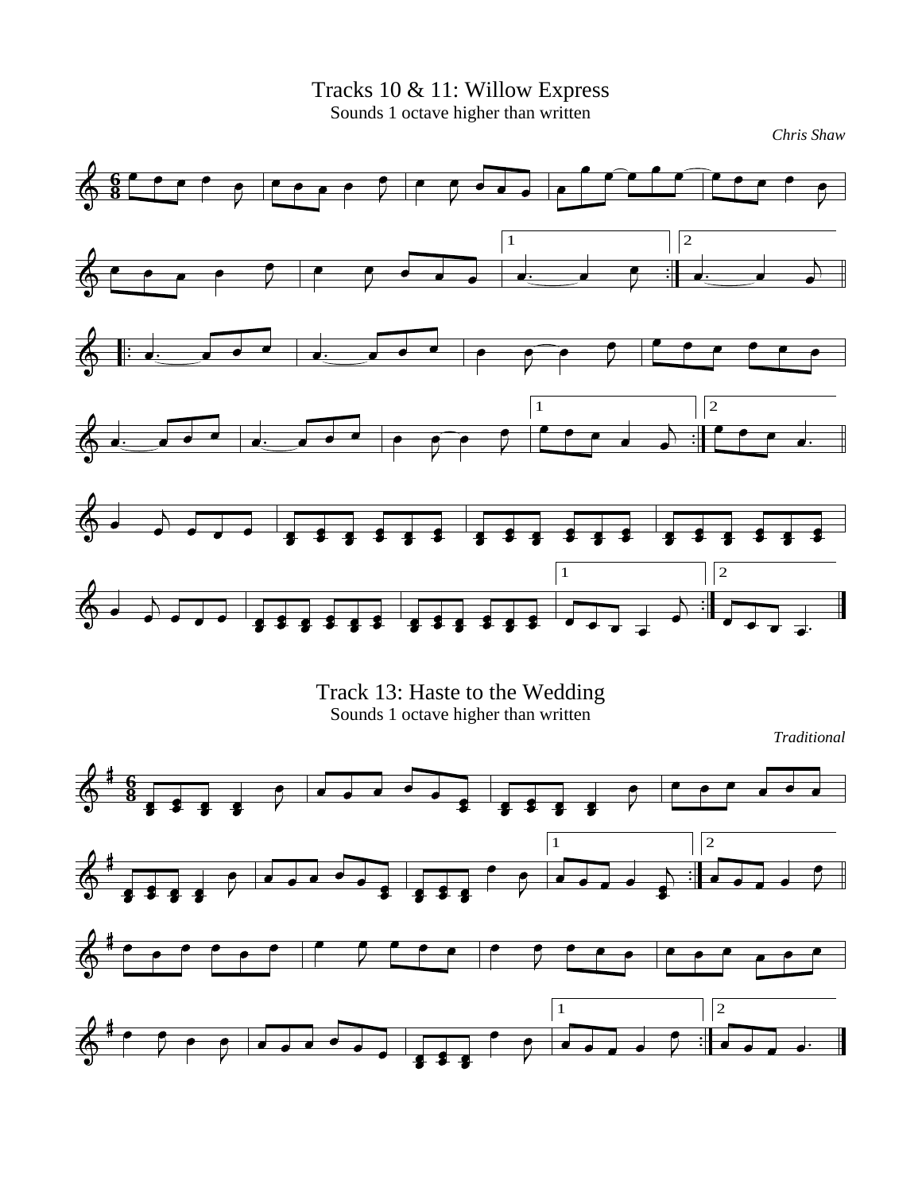# Tracks 10 & 11: Willow Express

Sounds 1 octave higher than written

*Chris Shaw*

# Track 13: Haste to the Wedding

Sounds 1 octave higher than written

*Traditional*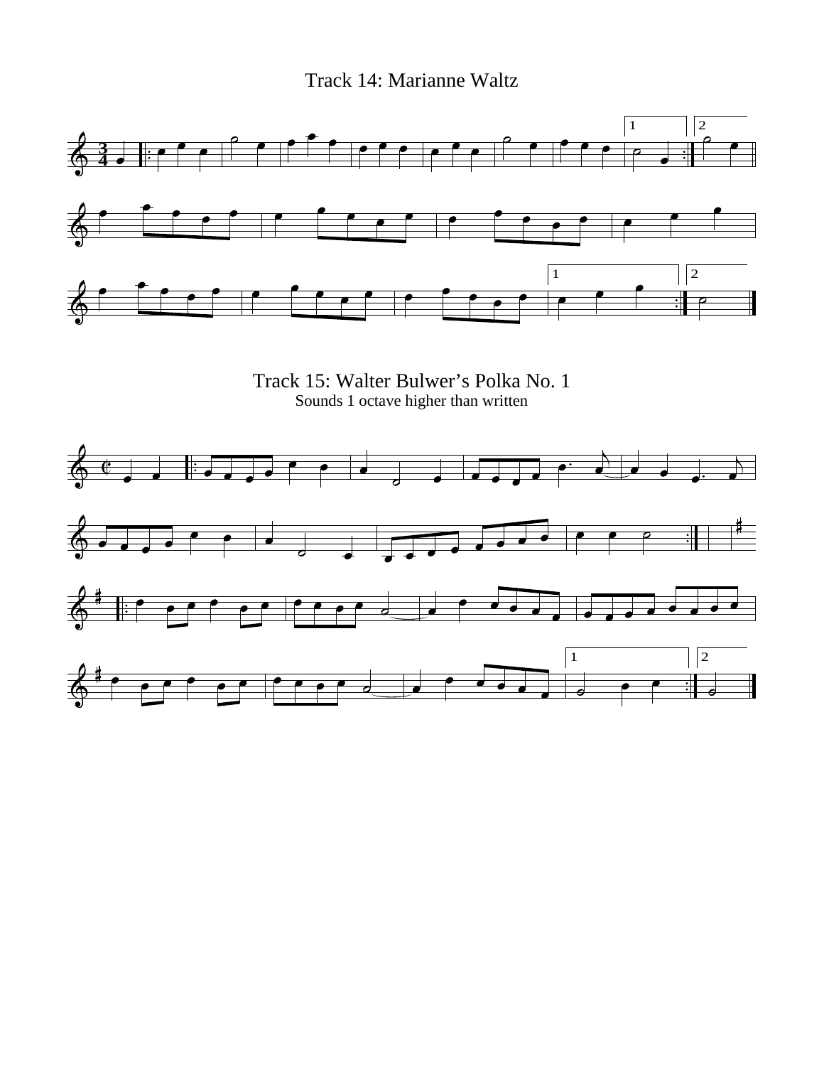# Track 14: Marianne Waltz

# Track 15: Walter Bulwer's Polka No. 1

Sounds 1 octave higher than written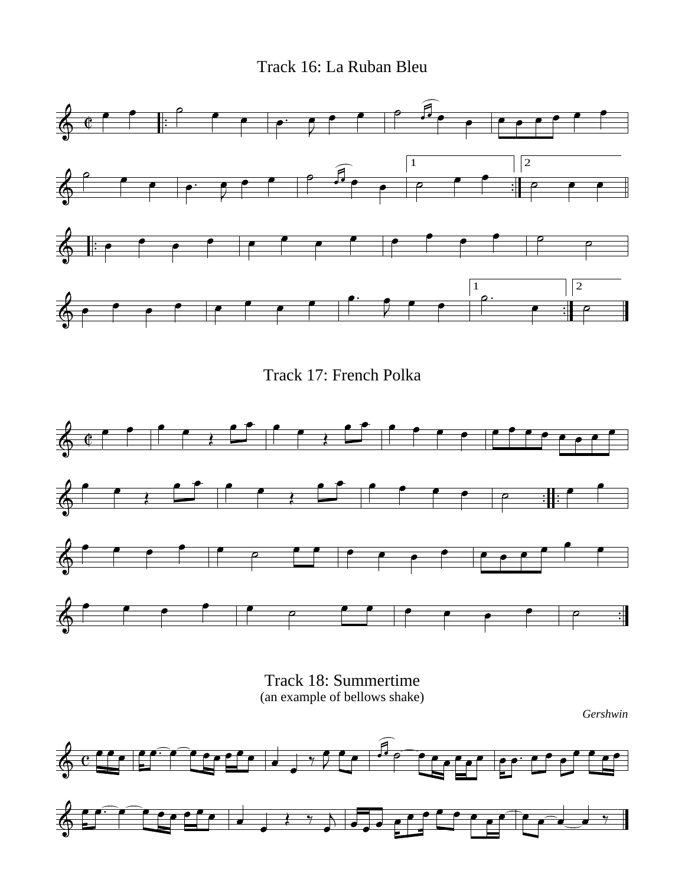## Track 16: La Ruban Bleu

## Track 17: French Polka

## Track 18: Summertime

(an example of bellows shake)

*Gershwin*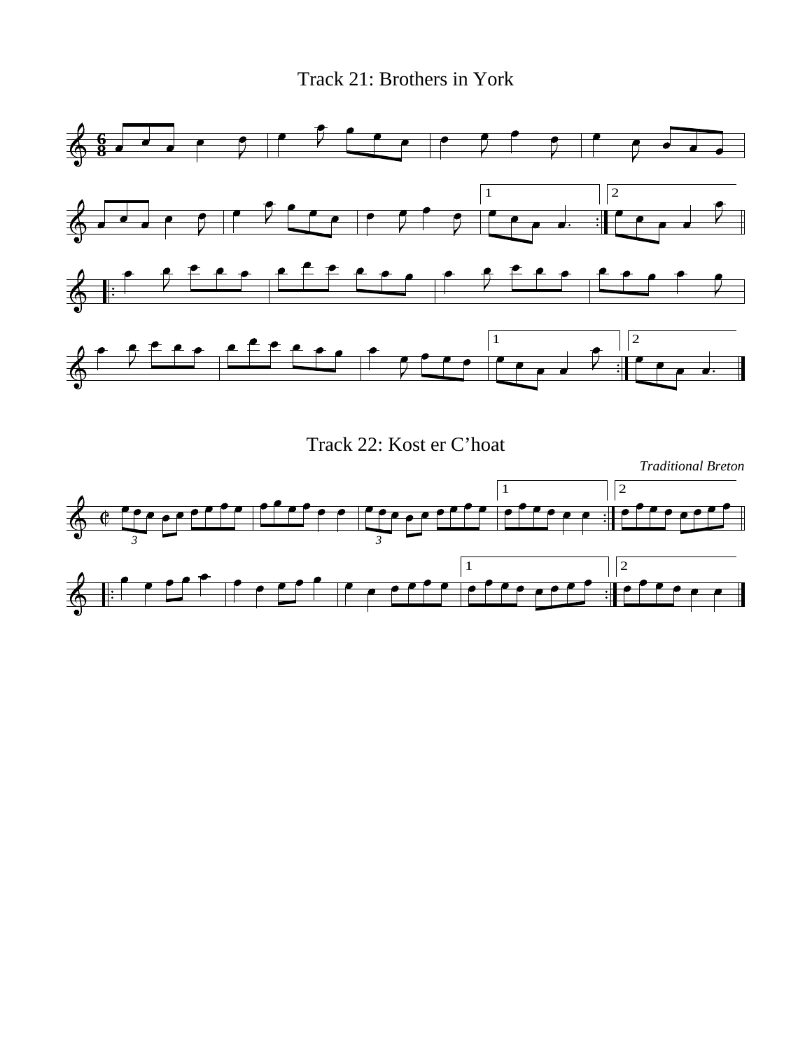## Track 21: Brothers in York

## Track 22: Kost er C'hoat

*Traditional Breton*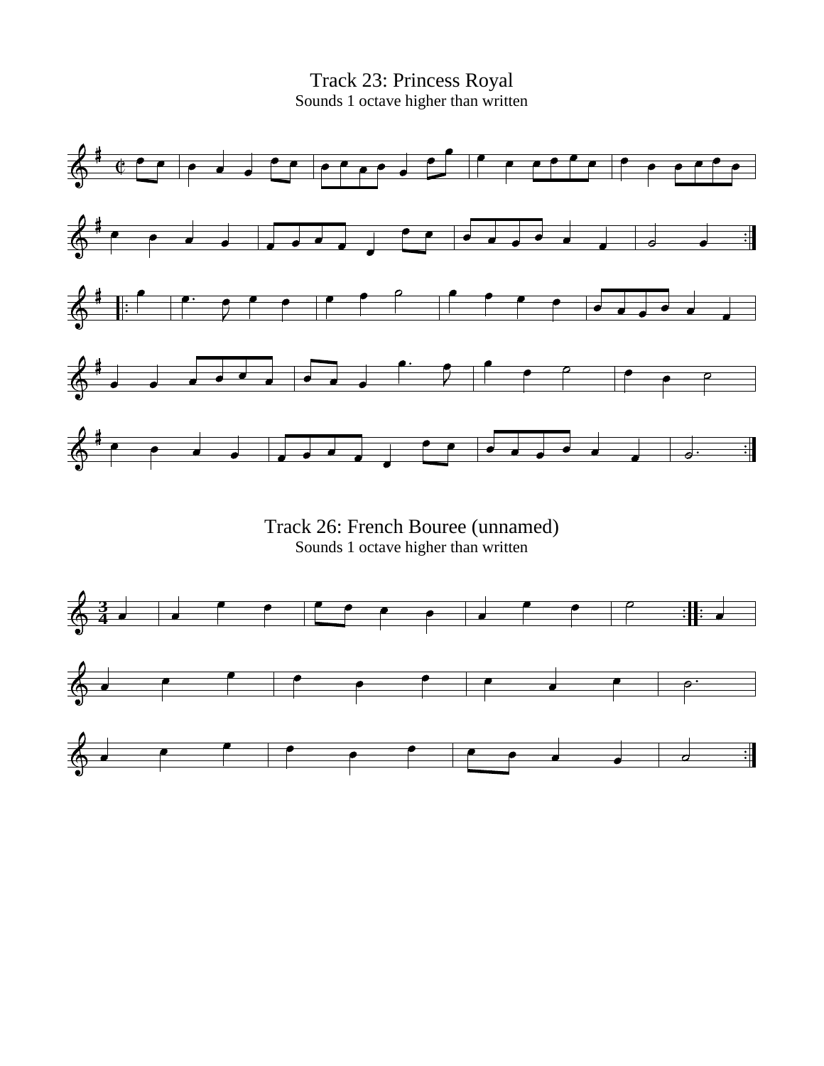# Track 23: Princess Royal

Sounds 1 octave higher than written

# Track 26: French Bouree (unnamed)

Sounds 1 octave higher than written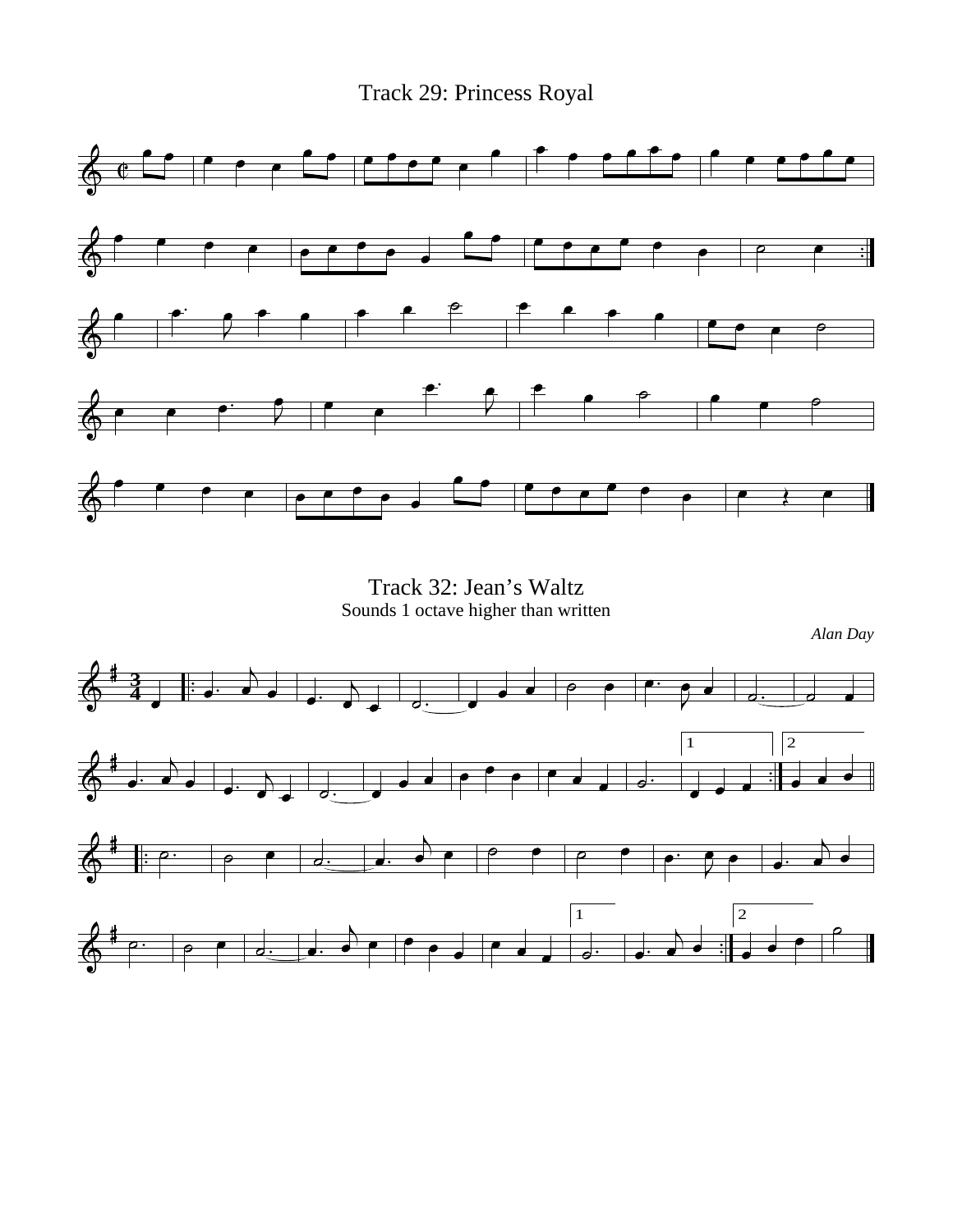# Track 29: Princess Royal

# Track 32: Jean's Waltz

Sounds 1 octave higher than written

*Alan Day*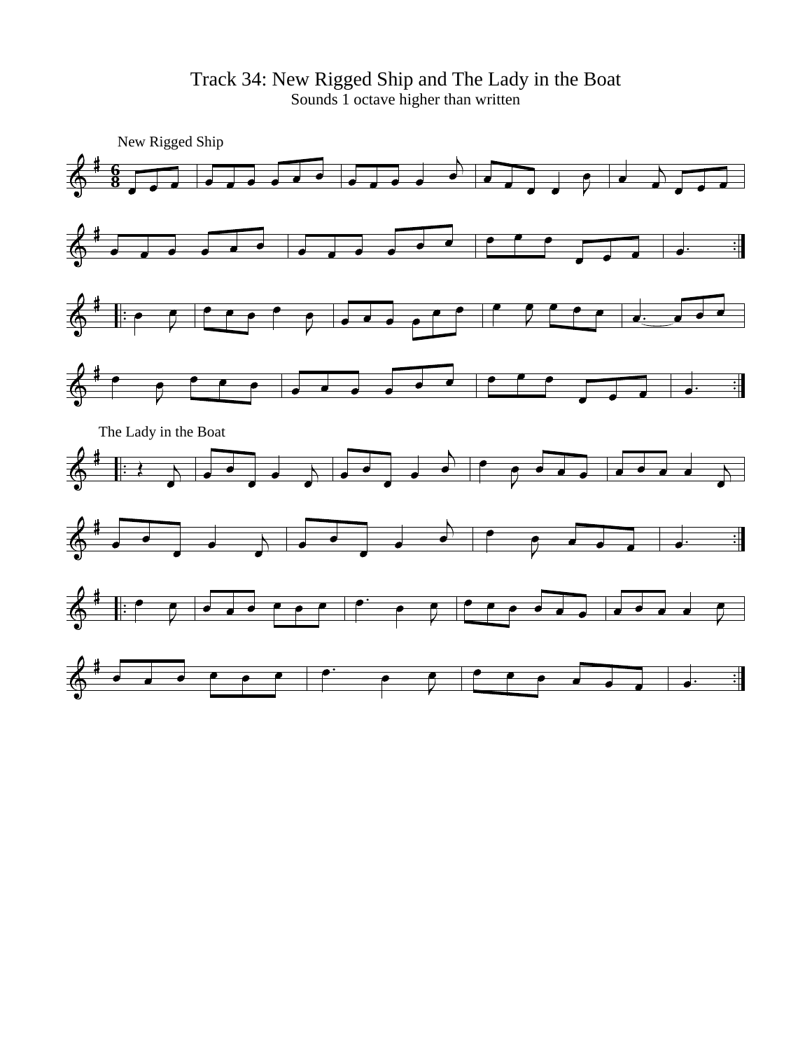# Track 34: New Rigged Ship and The Lady in the Boat

Sounds 1 octave higher than written

New Rigged Ship

The Lady in the Boat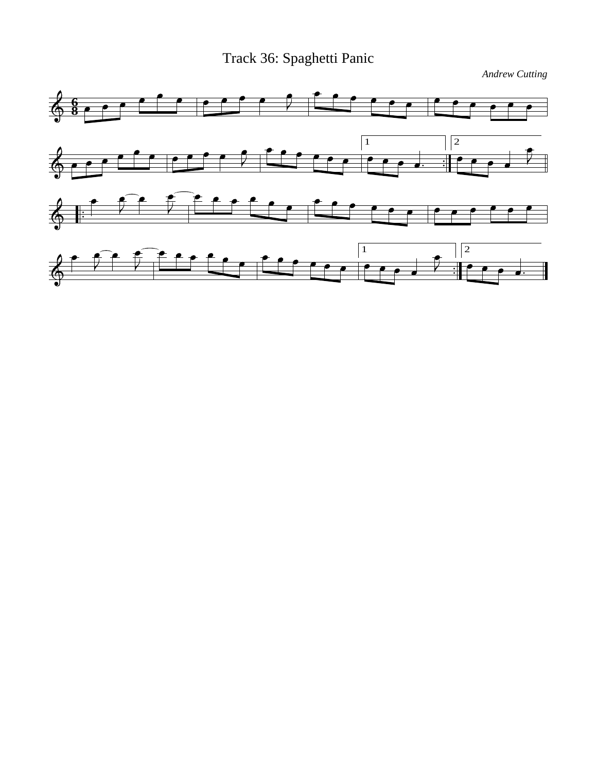# Track 36: Spaghetti Panic

*Andrew Cutting*